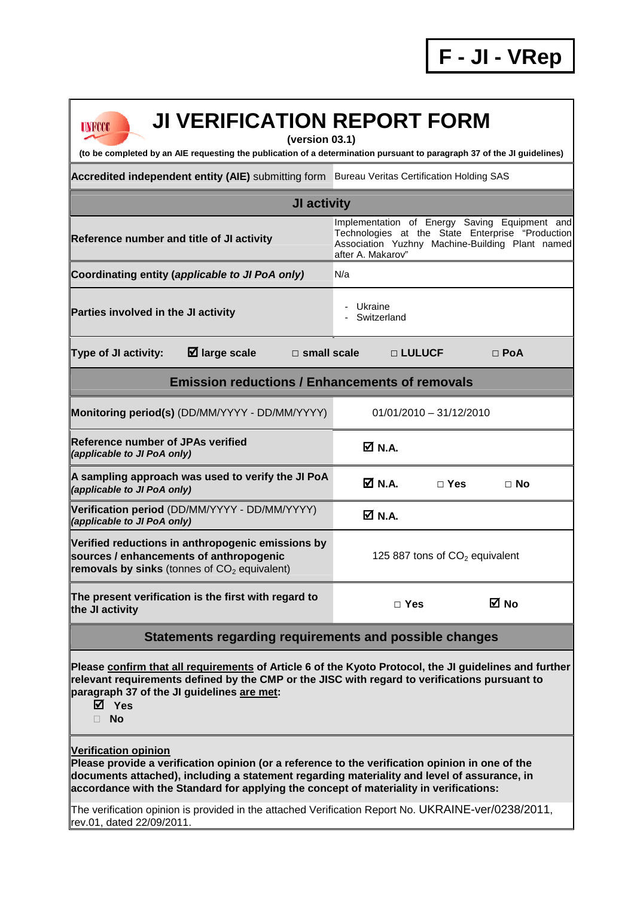# F - JI - VRep

# JI VERIFICATION REPORT FORM

**(version 03.1)**

**(to be completed by an AIE requesting the publication of a determination pursuant to paragraph 37 of the JI guidelines)**

| | |
|---|---|
| **Accredited independent entity (AIE)** submitting form | Bureau Veritas Certification Holding SAS |
| **JI activity** | |
| **Reference number and title of JI activity** | Implementation of Energy Saving Equipment and Technologies at the State Enterprise "Production Association Yuzhny Machine-Building Plant named after A. Makarov" |
| **Coordinating entity (*applicable to JI PoA only*)** | N/a |
| **Parties involved in the JI activity** | - Ukraine<br>- Switzerland |
| **Type of JI activity:** ☑ **large scale** □ **small scale** □ **LULUCF** □ **PoA** | |
| **Emission reductions / Enhancements of removals** | |
| **Monitoring period(s)** (DD/MM/YYYY - DD/MM/YYYY) | 01/01/2010 – 31/12/2010 |
| **Reference number of JPAs verified** ***(applicable to JI PoA only)*** | ☑ **N.A.** |
| **A sampling approach was used to verify the JI PoA** ***(applicable to JI PoA only)*** | ☑ **N.A.** □ **Yes** □ **No** |
| **Verification period** (DD/MM/YYYY - DD/MM/YYYY) ***(applicable to JI PoA only)*** | ☑ **N.A.** |
| **Verified reductions in anthropogenic emissions by sources / enhancements of anthropogenic removals by sinks** (tonnes of $CO_2$ equivalent) | 125 887 tons of $CO_2$ equivalent |
| **The present verification is the first with regard to the JI activity** | □ **Yes** ☑ **No** |

## Statements regarding requirements and possible changes

**Please confirm that all requirements of Article 6 of the Kyoto Protocol, the JI guidelines and further relevant requirements defined by the CMP or the JISC with regard to verifications pursuant to paragraph 37 of the JI guidelines are met:**

- ☑ **Yes**
- □ **No**

**Verification opinion**

**Please provide a verification opinion (or a reference to the verification opinion in one of the documents attached), including a statement regarding materiality and level of assurance, in accordance with the Standard for applying the concept of materiality in verifications:**

The verification opinion is provided in the attached Verification Report No. UKRAINE-ver/0238/2011, rev.01, dated 22/09/2011.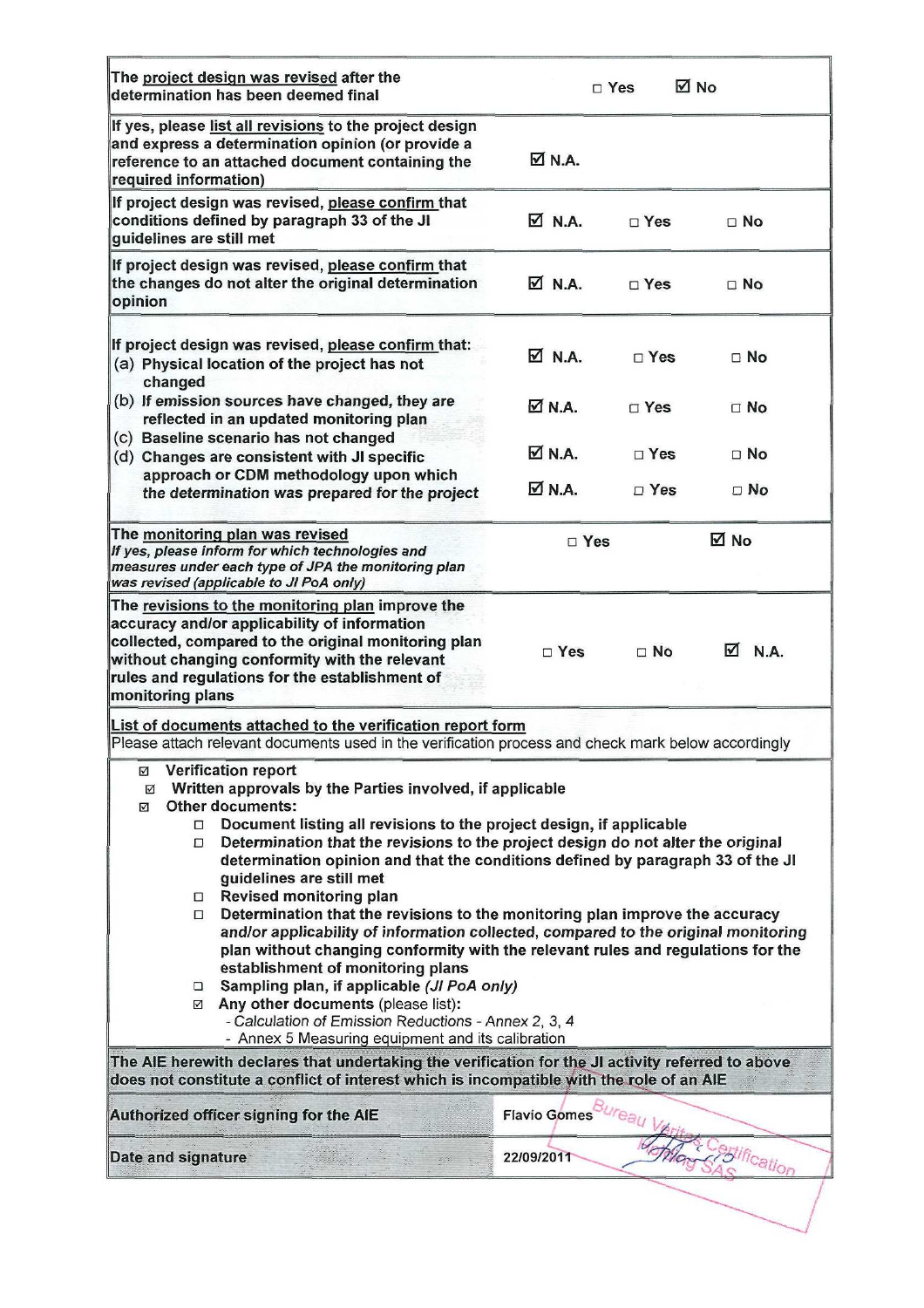| | | | |
|---|---|---|---|
| The project design was revised after the determination has been deemed final | □ Yes | ☑ No | |
| If yes, please list all revisions to the project design and express a determination opinion (or provide a reference to an attached document containing the required information) | ☑ N.A. | | |
| If project design was revised, please confirm that conditions defined by paragraph 33 of the JI guidelines are still met | ☑ N.A. | □ Yes | □ No |
| If project design was revised, please confirm that the changes do not alter the original determination opinion | ☑ N.A. | □ Yes | □ No |
| If project design was revised, please confirm that:<br>(a) Physical location of the project has not changed | ☑ N.A. | □ Yes | □ No |
| (b) If emission sources have changed, they are reflected in an updated monitoring plan | ☑ N.A. | □ Yes | □ No |
| (c) Baseline scenario has not changed | ☑ N.A. | □ Yes | □ No |
| (d) Changes are consistent with JI specific approach or CDM methodology upon which the determination was prepared for the project | ☑ N.A. | □ Yes | □ No |
| The monitoring plan was revised<br>*If yes, please inform for which technologies and measures under each type of JPA the monitoring plan was revised (applicable to JI PoA only)* | □ Yes | ☑ No | |
| The revisions to the monitoring plan improve the accuracy and/or applicability of information collected, compared to the original monitoring plan without changing conformity with the relevant rules and regulations for the establishment of monitoring plans | □ Yes | □ No | ☑ N.A. |

**List of documents attached to the verification report form**

Please attach relevant documents used in the verification process and check mark below accordingly

- ☑ Verification report
- ☑ Written approvals by the Parties involved, if applicable
- ☑ Other documents:
  - □ Document listing all revisions to the project design, if applicable
  - □ Determination that the revisions to the project design do not alter the original determination opinion and that the conditions defined by paragraph 33 of the JI guidelines are still met
  - □ Revised monitoring plan
  - □ Determination that the revisions to the monitoring plan improve the accuracy and/or applicability of information collected, compared to the original monitoring plan without changing conformity with the relevant rules and regulations for the establishment of monitoring plans
  - □ Sampling plan, if applicable *(JI PoA only)*
  - ☑ Any other documents (please list):
    - *Calculation of Emission Reductions - Annex 2, 3, 4*
    - Annex 5 Measuring equipment and its calibration

**The AIE herewith declares that undertaking the verification for the JI activity referred to above does not constitute a conflict of interest which is incompatible with the role of an AIE**

| | |
|---|---|
| Authorized officer signing for the AIE | Flavio Gomes |
| Date and signature | 22/09/2011 |

Bureau Veritas Certification Holding SAS